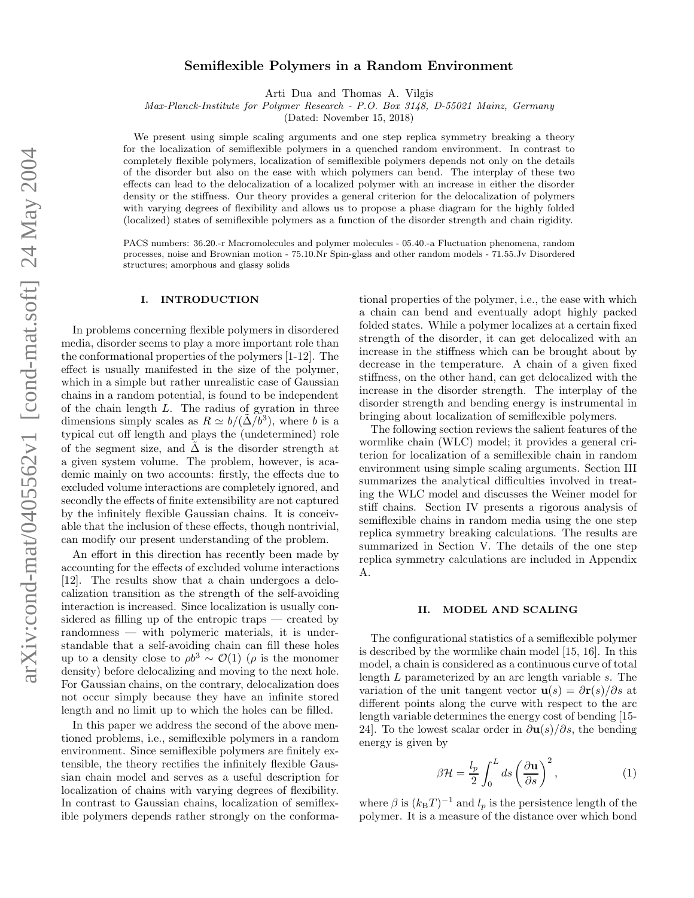# Semiflexible Polymers in a Random Environment

Arti Dua and Thomas A. Vilgis

*Max-Planck-Institute for Polymer Research - P.O. Box 3148, D-55021 Mainz, Germany*

(Dated: November 15, 2018)

We present using simple scaling arguments and one step replica symmetry breaking a theory for the localization of semiflexible polymers in a quenched random environment. In contrast to completely flexible polymers, localization of semiflexible polymers depends not only on the details of the disorder but also on the ease with which polymers can bend. The interplay of these two effects can lead to the delocalization of a localized polymer with an increase in either the disorder density or the stiffness. Our theory provides a general criterion for the delocalization of polymers with varying degrees of flexibility and allows us to propose a phase diagram for the highly folded (localized) states of semiflexible polymers as a function of the disorder strength and chain rigidity.

PACS numbers: 36.20.-r Macromolecules and polymer molecules - 05.40.-a Fluctuation phenomena, random processes, noise and Brownian motion - 75.10.Nr Spin-glass and other random models - 71.55.Jv Disordered structures; amorphous and glassy solids

## I. INTRODUCTION

In problems concerning flexible polymers in disordered media, disorder seems to play a more important role than the conformational properties of the polymers [1-12]. The effect is usually manifested in the size of the polymer, which in a simple but rather unrealistic case of Gaussian chains in a random potential, is found to be independent of the chain length $L$. The radius of gyration in three dimensions simply scales as $R \simeq b/(\tilde{\Delta}/b^3)$, where $b$ is a typical cut off length and plays the (undetermined) role of the segment size, and $\tilde{\Delta}$ is the disorder strength at a given system volume. The problem, however, is academic mainly on two accounts: firstly, the effects due to excluded volume interactions are completely ignored, and secondly the effects of finite extensibility are not captured by the infinitely flexible Gaussian chains. It is conceivable that the inclusion of these effects, though nontrivial, can modify our present understanding of the problem.

An effort in this direction has recently been made by accounting for the effects of excluded volume interactions [12]. The results show that a chain undergoes a delocalization transition as the strength of the self-avoiding interaction is increased. Since localization is usually considered as filling up of the entropic traps — created by randomness — with polymeric materials, it is understandable that a self-avoiding chain can fill these holes up to a density close to $\rho b^3 \sim \mathcal{O}(1)$ ($\rho$ is the monomer density) before delocalizing and moving to the next hole. For Gaussian chains, on the contrary, delocalization does not occur simply because they have an infinite stored length and no limit up to which the holes can be filled.

In this paper we address the second of the above mentioned problems, i.e., semiflexible polymers in a random environment. Since semiflexible polymers are finitely extensible, the theory rectifies the infinitely flexible Gaussian chain model and serves as a useful description for localization of chains with varying degrees of flexibility. In contrast to Gaussian chains, localization of semiflexible polymers depends rather strongly on the conformational properties of the polymer, i.e., the ease with which a chain can bend and eventually adopt highly packed folded states. While a polymer localizes at a certain fixed strength of the disorder, it can get delocalized with an increase in the stiffness which can be brought about by decrease in the temperature. A chain of a given fixed stiffness, on the other hand, can get delocalized with the increase in the disorder strength. The interplay of the disorder strength and bending energy is instrumental in bringing about localization of semiflexible polymers.

The following section reviews the salient features of the wormlike chain (WLC) model; it provides a general criterion for localization of a semiflexible chain in random environment using simple scaling arguments. Section III summarizes the analytical difficulties involved in treating the WLC model and discusses the Weiner model for stiff chains. Section IV presents a rigorous analysis of semiflexible chains in random media using the one step replica symmetry breaking calculations. The results are summarized in Section V. The details of the one step replica symmetry calculations are included in Appendix A.

## II. MODEL AND SCALING

The configurational statistics of a semiflexible polymer is described by the wormlike chain model [15, 16]. In this model, a chain is considered as a continuous curve of total length $L$ parameterized by an arc length variable $s$. The variation of the unit tangent vector $\mathbf{u}(s) = \partial \mathbf{r}(s)/\partial s$ at different points along the curve with respect to the arc length variable determines the energy cost of bending [15-24]. To the lowest scalar order in $\partial \mathbf{u}(s)/\partial s$, the bending energy is given by

$$\beta \mathcal{H} = \frac{l_p}{2} \int_0^L ds \left( \frac{\partial \mathbf{u}}{\partial s} \right)^2, \tag{1}$$

where $\beta$ is $(k_{\mathrm{B}}T)^{-1}$ and $l_p$ is the persistence length of the polymer. It is a measure of the distance over which bond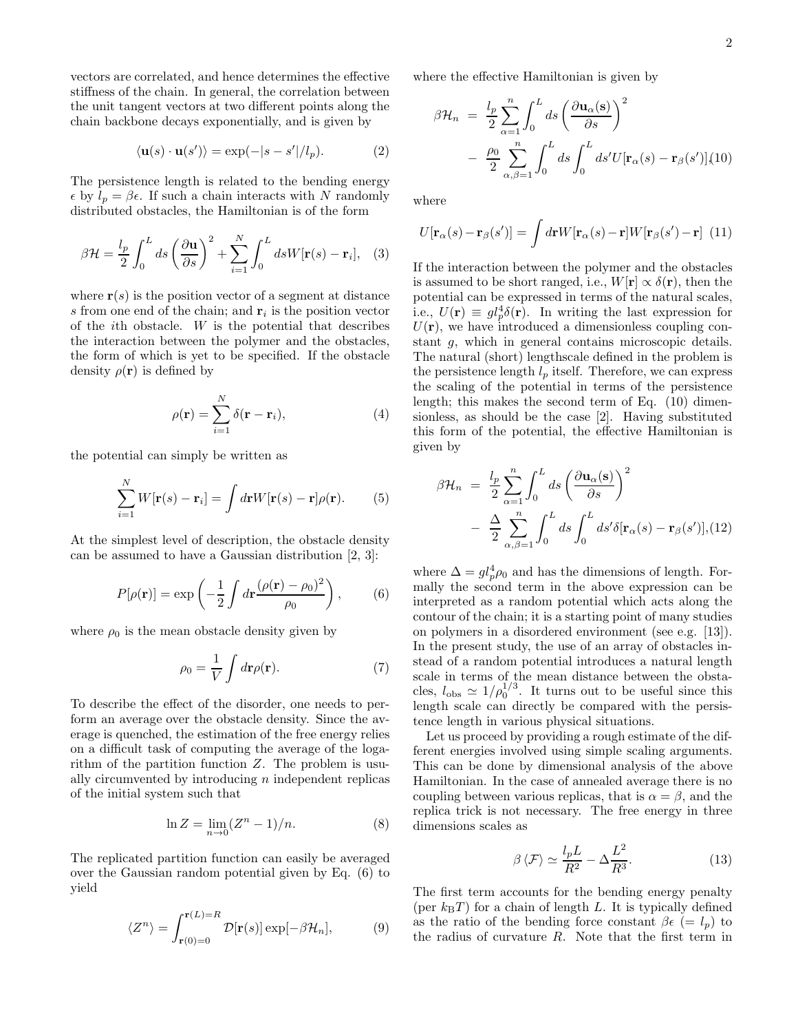vectors are correlated, and hence determines the effective stiffness of the chain. In general, the correlation between the unit tangent vectors at two different points along the chain backbone decays exponentially, and is given by

$$\langle \mathbf{u}(s) \cdot \mathbf{u}(s') \rangle = \exp(-|s - s'|/l_p). \tag{2}$$

The persistence length is related to the bending energy $\epsilon$ by $l_p = \beta\epsilon$. If such a chain interacts with $N$ randomly distributed obstacles, the Hamiltonian is of the form

$$\beta\mathcal{H} = \frac{l_p}{2}\int_0^L ds \left(\frac{\partial \mathbf{u}}{\partial s}\right)^2 + \sum_{i=1}^{N}\int_0^L ds W[\mathbf{r}(s) - \mathbf{r}_i], \tag{3}$$

where $\mathbf{r}(s)$ is the position vector of a segment at distance $s$ from one end of the chain; and $\mathbf{r}_i$ is the position vector of the $i$th obstacle. $W$ is the potential that describes the interaction between the polymer and the obstacles, the form of which is yet to be specified. If the obstacle density $\rho(\mathbf{r})$ is defined by

$$\rho(\mathbf{r}) = \sum_{i=1}^{N}\delta(\mathbf{r} - \mathbf{r}_i), \tag{4}$$

the potential can simply be written as

$$\sum_{i=1}^{N} W[\mathbf{r}(s) - \mathbf{r}_i] = \int d\mathbf{r} W[\mathbf{r}(s) - \mathbf{r}]\rho(\mathbf{r}). \tag{5}$$

At the simplest level of description, the obstacle density can be assumed to have a Gaussian distribution [2, 3]:

$$P[\rho(\mathbf{r})] = \exp\left(-\frac{1}{2}\int d\mathbf{r}\frac{(\rho(\mathbf{r}) - \rho_0)^2}{\rho_0}\right), \tag{6}$$

where $\rho_0$ is the mean obstacle density given by

$$\rho_0 = \frac{1}{V}\int d\mathbf{r}\rho(\mathbf{r}). \tag{7}$$

To describe the effect of the disorder, one needs to perform an average over the obstacle density. Since the average is quenched, the estimation of the free energy relies on a difficult task of computing the average of the logarithm of the partition function $Z$. The problem is usually circumvented by introducing $n$ independent replicas of the initial system such that

$$\ln Z = \lim_{n\to 0}(Z^n - 1)/n. \tag{8}$$

The replicated partition function can easily be averaged over the Gaussian random potential given by Eq. (6) to yield

$$\langle Z^n \rangle = \int_{\mathbf{r}(0)=0}^{\mathbf{r}(L)=R} \mathcal{D}[\mathbf{r}(s)] \exp[-\beta\mathcal{H}_n], \tag{9}$$

where the effective Hamiltonian is given by

$$\begin{aligned}\beta\mathcal{H}_n &= \frac{l_p}{2}\sum_{\alpha=1}^{n}\int_0^L ds\left(\frac{\partial \mathbf{u}_\alpha(\mathbf{s})}{\partial s}\right)^2 \\ &- \frac{\rho_0}{2}\sum_{\alpha,\beta=1}^{n}\int_0^L ds\int_0^L ds' U[\mathbf{r}_\alpha(s) - \mathbf{r}_\beta(s')], \end{aligned} \tag{10}$$

where

$$U[\mathbf{r}_\alpha(s) - \mathbf{r}_\beta(s')] = \int d\mathbf{r} W[\mathbf{r}_\alpha(s) - \mathbf{r}] W[\mathbf{r}_\beta(s') - \mathbf{r}] \tag{11}$$

If the interaction between the polymer and the obstacles is assumed to be short ranged, i.e., $W[\mathbf{r}] \propto \delta(\mathbf{r})$, then the potential can be expressed in terms of the natural scales, i.e., $U(\mathbf{r}) \equiv g l_p^4 \delta(\mathbf{r})$. In writing the last expression for $U(\mathbf{r})$, we have introduced a dimensionless coupling constant $g$, which in general contains microscopic details. The natural (short) lengthscale defined in the problem is the persistence length $l_p$ itself. Therefore, we can express the scaling of the potential in terms of the persistence length; this makes the second term of Eq. (10) dimensionless, as should be the case [2]. Having substituted this form of the potential, the effective Hamiltonian is given by

$$\begin{aligned}\beta\mathcal{H}_n &= \frac{l_p}{2}\sum_{\alpha=1}^{n}\int_0^L ds\left(\frac{\partial \mathbf{u}_\alpha(\mathbf{s})}{\partial s}\right)^2 \\ &- \frac{\Delta}{2}\sum_{\alpha,\beta=1}^{n}\int_0^L ds\int_0^L ds' \delta[\mathbf{r}_\alpha(s) - \mathbf{r}_\beta(s')], \end{aligned} \tag{12}$$

where $\Delta = g l_p^4 \rho_0$ and has the dimensions of length. Formally the second term in the above expression can be interpreted as a random potential which acts along the contour of the chain; it is a starting point of many studies on polymers in a disordered environment (see e.g. [13]). In the present study, the use of an array of obstacles instead of a random potential introduces a natural length scale in terms of the mean distance between the obstacles, $l_{\text{obs}} \simeq 1/\rho_0^{1/3}$. It turns out to be useful since this length scale can directly be compared with the persistence length in various physical situations.

Let us proceed by providing a rough estimate of the different energies involved using simple scaling arguments. This can be done by dimensional analysis of the above Hamiltonian. In the case of annealed average there is no coupling between various replicas, that is $\alpha = \beta$, and the replica trick is not necessary. The free energy in three dimensions scales as

$$\beta\langle\mathcal{F}\rangle \simeq \frac{l_p L}{R^2} - \Delta\frac{L^2}{R^3}. \tag{13}$$

The first term accounts for the bending energy penalty (per $k_{\text{B}}T$) for a chain of length $L$. It is typically defined as the ratio of the bending force constant $\beta\epsilon$ ($= l_p$) to the radius of curvature $R$. Note that the first term in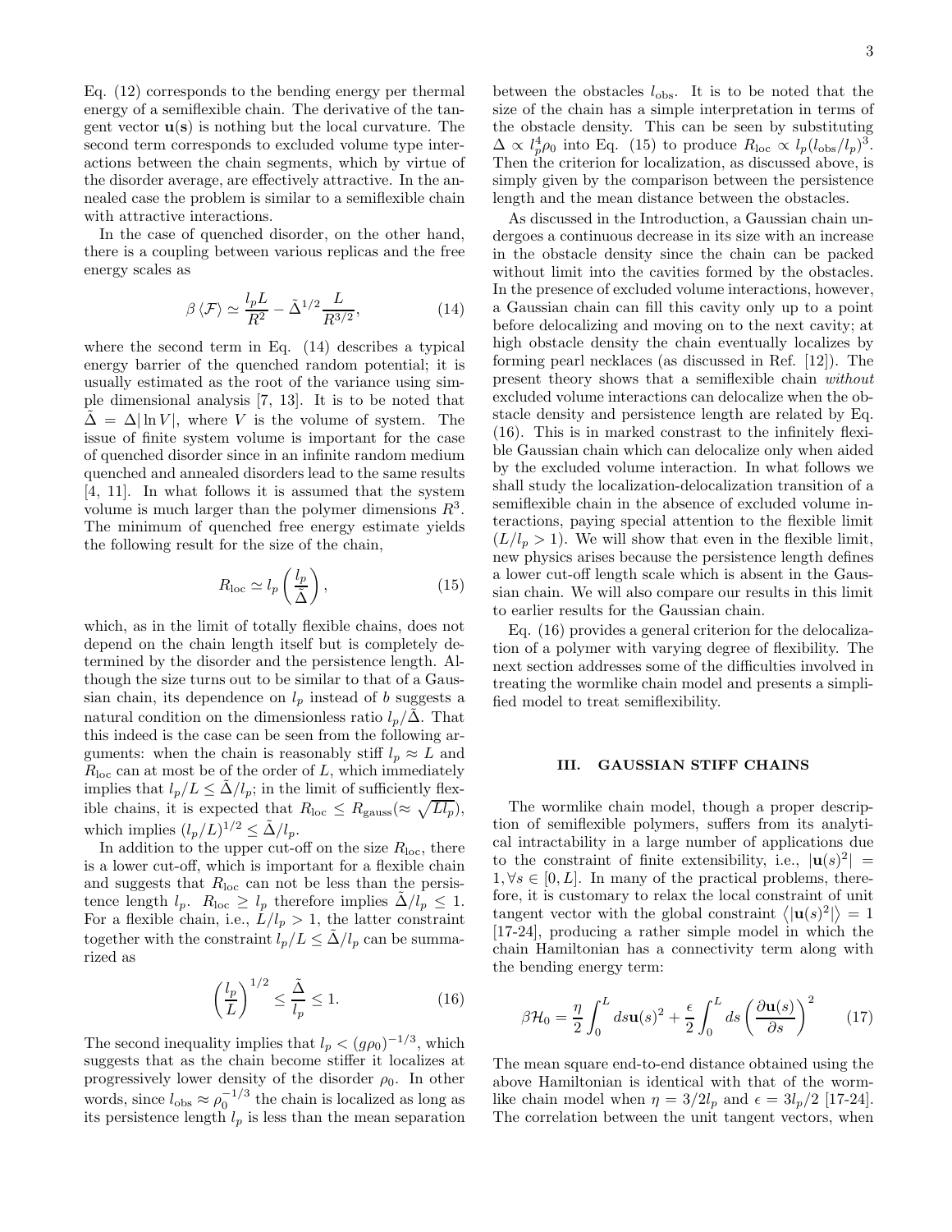Eq. (12) corresponds to the bending energy per thermal energy of a semiflexible chain. The derivative of the tangent vector $\mathbf{u}(\mathbf{s})$ is nothing but the local curvature. The second term corresponds to excluded volume type interactions between the chain segments, which by virtue of the disorder average, are effectively attractive. In the annealed case the problem is similar to a semiflexible chain with attractive interactions.

In the case of quenched disorder, on the other hand, there is a coupling between various replicas and the free energy scales as

$$\beta \langle \mathcal{F} \rangle \simeq \frac{l_p L}{R^2} - \tilde{\Delta}^{1/2} \frac{L}{R^{3/2}}, \tag{14}$$

where the second term in Eq. (14) describes a typical energy barrier of the quenched random potential; it is usually estimated as the root of the variance using simple dimensional analysis [7, 13]. It is to be noted that $\tilde{\Delta} = \Delta |\ln V|$, where $V$ is the volume of system. The issue of finite system volume is important for the case of quenched disorder since in an infinite random medium quenched and annealed disorders lead to the same results [4, 11]. In what follows it is assumed that the system volume is much larger than the polymer dimensions $R^3$. The minimum of quenched free energy estimate yields the following result for the size of the chain,

$$R_{\rm loc} \simeq l_p \left( \frac{l_p}{\tilde{\Delta}} \right), \tag{15}$$

which, as in the limit of totally flexible chains, does not depend on the chain length itself but is completely determined by the disorder and the persistence length. Although the size turns out to be similar to that of a Gaussian chain, its dependence on $l_p$ instead of $b$ suggests a natural condition on the dimensionless ratio $l_p/\tilde{\Delta}$. That this indeed is the case can be seen from the following arguments: when the chain is reasonably stiff $l_p \approx L$ and $R_{\rm loc}$ can at most be of the order of $L$, which immediately implies that $l_p/L \leq \tilde{\Delta}/l_p$; in the limit of sufficiently flexible chains, it is expected that $R_{\rm loc} \leq R_{\rm gauss} (\approx \sqrt{L l_p})$, which implies $(l_p/L)^{1/2} \leq \tilde{\Delta}/l_p$.

In addition to the upper cut-off on the size $R_{\rm loc}$, there is a lower cut-off, which is important for a flexible chain and suggests that $R_{\rm loc}$ can not be less than the persistence length $l_p$. $R_{\rm loc} \geq l_p$ therefore implies $\tilde{\Delta}/l_p \leq 1$. For a flexible chain, i.e., $L/l_p > 1$, the latter constraint together with the constraint $l_p/L \leq \tilde{\Delta}/l_p$ can be summarized as

$$\left( \frac{l_p}{L} \right)^{1/2} \leq \frac{\tilde{\Delta}}{l_p} \leq 1. \tag{16}$$

The second inequality implies that $l_p < (g\rho_0)^{-1/3}$, which suggests that as the chain become stiffer it localizes at progressively lower density of the disorder $\rho_0$. In other words, since $l_{\rm obs} \approx \rho_0^{-1/3}$ the chain is localized as long as its persistence length $l_p$ is less than the mean separation between the obstacles $l_{\rm obs}$. It is to be noted that the size of the chain has a simple interpretation in terms of the obstacle density. This can be seen by substituting $\Delta \propto l_p^4 \rho_0$ into Eq. (15) to produce $R_{\rm loc} \propto l_p (l_{\rm obs}/l_p)^3$. Then the criterion for localization, as discussed above, is simply given by the comparison between the persistence length and the mean distance between the obstacles.

As discussed in the Introduction, a Gaussian chain undergoes a continuous decrease in its size with an increase in the obstacle density since the chain can be packed without limit into the cavities formed by the obstacles. In the presence of excluded volume interactions, however, a Gaussian chain can fill this cavity only up to a point before delocalizing and moving on to the next cavity; at high obstacle density the chain eventually localizes by forming pearl necklaces (as discussed in Ref. [12]). The present theory shows that a semiflexible chain *without* excluded volume interactions can delocalize when the obstacle density and persistence length are related by Eq. (16). This is in marked constrast to the infinitely flexible Gaussian chain which can delocalize only when aided by the excluded volume interaction. In what follows we shall study the localization-delocalization transition of a semiflexible chain in the absence of excluded volume interactions, paying special attention to the flexible limit $(L/l_p > 1)$. We will show that even in the flexible limit, new physics arises because the persistence length defines a lower cut-off length scale which is absent in the Gaussian chain. We will also compare our results in this limit to earlier results for the Gaussian chain.

Eq. (16) provides a general criterion for the delocalization of a polymer with varying degree of flexibility. The next section addresses some of the difficulties involved in treating the wormlike chain model and presents a simplified model to treat semiflexibility.

## III. GAUSSIAN STIFF CHAINS

The wormlike chain model, though a proper description of semiflexible polymers, suffers from its analytical intractability in a large number of applications due to the constraint of finite extensibility, i.e., $|\mathbf{u}(s)^2| = 1, \forall s \in [0, L]$. In many of the practical problems, therefore, it is customary to relax the local constraint of unit tangent vector with the global constraint $\langle |\mathbf{u}(s)^2| \rangle = 1$ [17-24], producing a rather simple model in which the chain Hamiltonian has a connectivity term along with the bending energy term:

$$\beta \mathcal{H}_0 = \frac{\eta}{2} \int_0^L ds \mathbf{u}(s)^2 + \frac{\epsilon}{2} \int_0^L ds \left( \frac{\partial \mathbf{u}(s)}{\partial s} \right)^2 \tag{17}$$

The mean square end-to-end distance obtained using the above Hamiltonian is identical with that of the wormlike chain model when $\eta = 3/2l_p$ and $\epsilon = 3l_p/2$ [17-24]. The correlation between the unit tangent vectors, when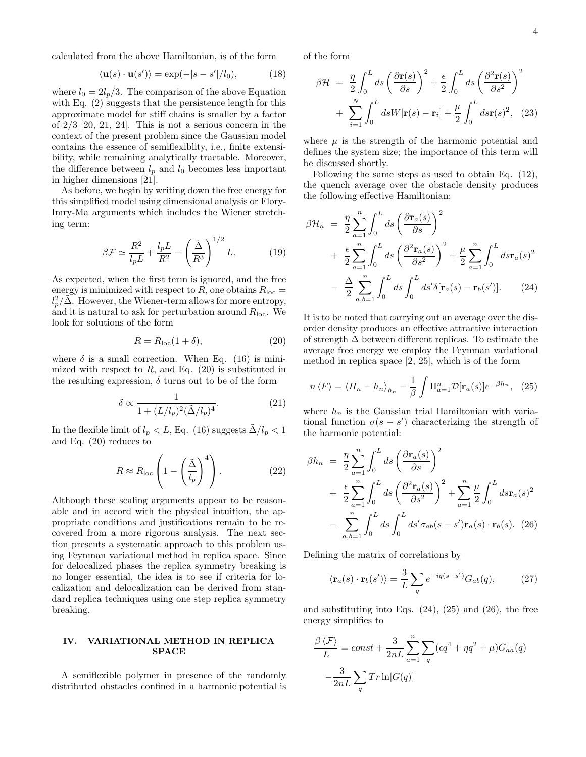calculated from the above Hamiltonian, is of the form

$$\langle \mathbf{u}(s) \cdot \mathbf{u}(s') \rangle = \exp(-|s - s'|/l_0), \tag{18}$$

where $l_0 = 2l_p/3$. The comparison of the above Equation with Eq. (2) suggests that the persistence length for this approximate model for stiff chains is smaller by a factor of 2/3 [20, 21, 24]. This is not a serious concern in the context of the present problem since the Gaussian model contains the essence of semiflexiblity, i.e., finite extensibility, while remaining analytically tractable. Moreover, the difference between $l_p$ and $l_0$ becomes less important in higher dimensions [21].

As before, we begin by writing down the free energy for this simplified model using dimensional analysis or Flory-Imry-Ma arguments which includes the Wiener stretching term:

$$\beta \mathcal{F} \simeq \frac{R^2}{l_p L} + \frac{l_p L}{R^2} - \left(\frac{\tilde{\Delta}}{R^3}\right)^{1/2} L. \tag{19}$$

As expected, when the first term is ignored, and the free energy is minimized with respect to $R$, one obtains $R_{\rm loc} = l_p^2/\tilde{\Delta}$. However, the Wiener-term allows for more entropy, and it is natural to ask for perturbation around $R_{\rm loc}$. We look for solutions of the form

$$R = R_{\rm loc}(1 + \delta), \tag{20}$$

where $\delta$ is a small correction. When Eq. (16) is minimized with respect to $R$, and Eq. (20) is substituted in the resulting expression, $\delta$ turns out to be of the form

$$\delta \propto \frac{1}{1 + (L/l_p)^2 (\tilde{\Delta}/l_p)^4}. \tag{21}$$

In the flexible limit of $l_p < L$, Eq. (16) suggests $\tilde{\Delta}/l_p < 1$ and Eq. (20) reduces to

$$R \approx R_{\rm loc}\left(1 - \left(\frac{\tilde{\Delta}}{l_p}\right)^4\right). \tag{22}$$

Although these scaling arguments appear to be reasonable and in accord with the physical intuition, the appropriate conditions and justifications remain to be recovered from a more rigorous analysis. The next section presents a systematic approach to this problem using Feynman variational method in replica space. Since for delocalized phases the replica symmetry breaking is no longer essential, the idea is to see if criteria for localization and delocalization can be derived from standard replica techniques using one step replica symmetry breaking.

## IV. VARIATIONAL METHOD IN REPLICA SPACE

A semiflexible polymer in presence of the randomly distributed obstacles confined in a harmonic potential is of the form

$$\begin{aligned}
\beta \mathcal{H} &= \frac{\eta}{2}\int_0^L ds \left(\frac{\partial \mathbf{r}(s)}{\partial s}\right)^2 + \frac{\epsilon}{2}\int_0^L ds \left(\frac{\partial^2 \mathbf{r}(s)}{\partial s^2}\right)^2 \\
&+ \sum_{i=1}^{N}\int_0^L ds W[\mathbf{r}(s) - \mathbf{r}_i] + \frac{\mu}{2}\int_0^L ds \mathbf{r}(s)^2, \quad (23)
\end{aligned}$$

where $\mu$ is the strength of the harmonic potential and defines the system size; the importance of this term will be discussed shortly.

Following the same steps as used to obtain Eq. (12), the quench average over the obstacle density produces the following effective Hamiltonian:

$$\begin{aligned}
\beta \mathcal{H}_n &= \frac{\eta}{2}\sum_{a=1}^{n}\int_0^L ds \left(\frac{\partial \mathbf{r}_a(s)}{\partial s}\right)^2 \\
&+ \frac{\epsilon}{2}\sum_{a=1}^{n}\int_0^L ds \left(\frac{\partial^2 \mathbf{r}_a(s)}{\partial s^2}\right)^2 + \frac{\mu}{2}\sum_{a=1}^{n}\int_0^L ds \mathbf{r}_a(s)^2 \\
&- \frac{\Delta}{2}\sum_{a,b=1}^{n}\int_0^L ds \int_0^L ds' \delta[\mathbf{r}_a(s) - \mathbf{r}_b(s')]. \quad (24)
\end{aligned}$$

It is to be noted that carrying out an average over the disorder density produces an effective attractive interaction of strength $\Delta$ between different replicas. To estimate the average free energy we employ the Feynman variational method in replica space [2, 25], which is of the form

$$n\langle F \rangle = \langle H_n - h_n \rangle_{h_n} - \frac{1}{\beta}\int \Pi_{a=1}^{n}\mathcal{D}[\mathbf{r}_a(s)]e^{-\beta h_n}, \tag{25}$$

where $h_n$ is the Gaussian trial Hamiltonian with variational function $\sigma(s - s')$ characterizing the strength of the harmonic potential:

$$\begin{aligned}
\beta h_n &= \frac{\eta}{2}\sum_{a=1}^{n}\int_0^L ds \left(\frac{\partial \mathbf{r}_a(s)}{\partial s}\right)^2 \\
&+ \frac{\epsilon}{2}\sum_{a=1}^{n}\int_0^L ds \left(\frac{\partial^2 \mathbf{r}_a(s)}{\partial s^2}\right)^2 + \sum_{a=1}^{n}\frac{\mu}{2}\int_0^L ds \mathbf{r}_a(s)^2 \\
&- \sum_{a,b=1}^{n}\int_0^L ds \int_0^L ds' \sigma_{ab}(s - s')\mathbf{r}_a(s) \cdot \mathbf{r}_b(s). \quad (26)
\end{aligned}$$

Defining the matrix of correlations by

$$\langle \mathbf{r}_a(s) \cdot \mathbf{r}_b(s') \rangle = \frac{3}{L}\sum_q e^{-iq(s-s')}G_{ab}(q), \tag{27}$$

and substituting into Eqs. (24), (25) and (26), the free energy simplifies to

$$\begin{aligned}
\frac{\beta\langle \mathcal{F} \rangle}{L} &= const + \frac{3}{2nL}\sum_{a=1}^{n}\sum_q (\epsilon q^4 + \eta q^2 + \mu)G_{aa}(q) \\
&- \frac{3}{2nL}\sum_q Tr \ln[G(q)]
\end{aligned}$$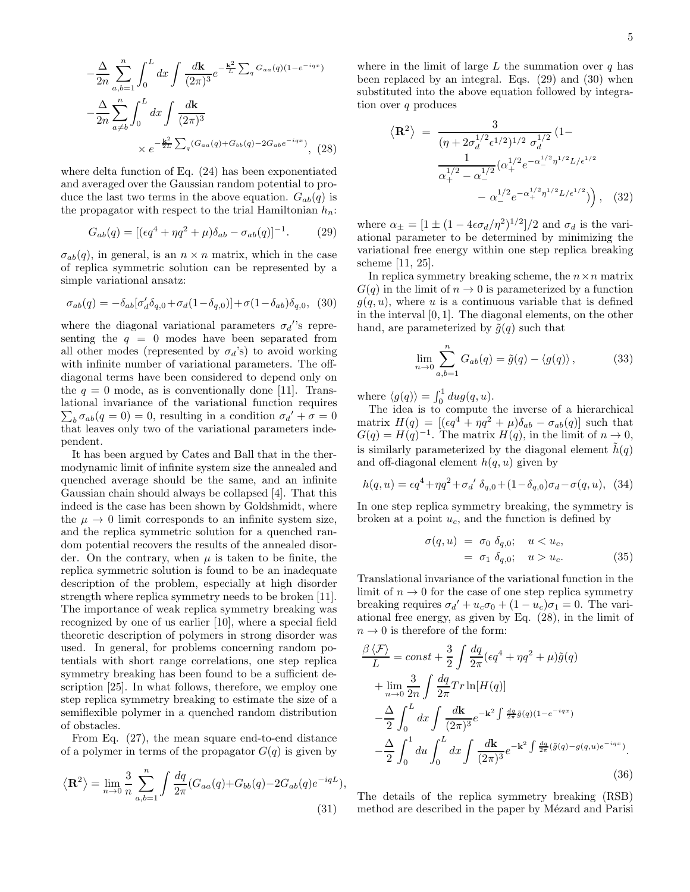$$
-\frac{\Delta}{2n}\sum_{a,b=1}^{n}\int_0^L dx\int\frac{d\mathbf{k}}{(2\pi)^3}e^{-\frac{\mathbf{k}^2}{L}\sum_q G_{aa}(q)(1-e^{-iqx})}
$$

$$
-\frac{\Delta}{2n}\sum_{a\neq b}^{n}\int_0^L dx\int\frac{d\mathbf{k}}{(2\pi)^3}
\times e^{-\frac{\mathbf{k}^2}{2L}\sum_q(G_{aa}(q)+G_{bb}(q)-2G_{ab}e^{-iqx})}, \quad (28)
$$

where delta function of Eq. (24) has been exponentiated and averaged over the Gaussian random potential to produce the last two terms in the above equation. $G_{ab}(q)$ is the propagator with respect to the trial Hamiltonian $h_n$:

$$
G_{ab}(q) = [(\epsilon q^4 + \eta q^2 + \mu)\delta_{ab} - \sigma_{ab}(q)]^{-1}. \quad (29)
$$

$\sigma_{ab}(q)$, in general, is an $n\times n$ matrix, which in the case of replica symmetric solution can be represented by a simple variational ansatz:

$$
\sigma_{ab}(q) = -\delta_{ab}[\sigma_d'\delta_{q,0}+\sigma_d(1-\delta_{q,0})]+\sigma(1-\delta_{ab})\delta_{q,0}, \quad (30)
$$

where the diagonal variational parameters $\sigma_d'$'s representing the $q=0$ modes have been separated from all other modes (represented by $\sigma_d$'s) to avoid working with infinite number of variational parameters. The off-diagonal terms have been considered to depend only on the $q=0$ mode, as is conventionally done [11]. Translational invariance of the variational function requires $\sum_b \sigma_{ab}(q=0)=0$, resulting in a condition $\sigma_d'+\sigma=0$ that leaves only two of the variational parameters independent.

It has been argued by Cates and Ball that in the thermodynamic limit of infinite system size the annealed and quenched average should be the same, and an infinite Gaussian chain should always be collapsed [4]. That this indeed is the case has been shown by Goldshmidt, where the $\mu\to 0$ limit corresponds to an infinite system size, and the replica symmetric solution for a quenched random potential recovers the results of the annealed disorder. On the contrary, when $\mu$ is taken to be finite, the replica symmetric solution is found to be an inadequate description of the problem, especially at high disorder strength where replica symmetry needs to be broken [11]. The importance of weak replica symmetry breaking was recognized by one of us earlier [10], where a special field theoretic description of polymers in strong disorder was used. In general, for problems concerning random potentials with short range correlations, one step replica symmetry breaking has been found to be a sufficient description [25]. In what follows, therefore, we employ one step replica symmetry breaking to estimate the size of a semiflexible polymer in a quenched random distribution of obstacles.

From Eq. (27), the mean square end-to-end distance of a polymer in terms of the propagator $G(q)$ is given by

$$
\langle \mathbf{R}^2\rangle = \lim_{n\to 0}\frac{3}{n}\sum_{a,b=1}^{n}\int\frac{dq}{2\pi}(G_{aa}(q)+G_{bb}(q)-2G_{ab}(q)e^{-iqL}), \quad (31)
$$

where in the limit of large $L$ the summation over $q$ has been replaced by an integral. Eqs. (29) and (30) when substituted into the above equation followed by integration over $q$ produces

$$
\langle \mathbf{R}^2\rangle = \frac{3}{(\eta+2\sigma_d^{1/2}\epsilon^{1/2})^{1/2}\,\sigma_d^{1/2}}\Big(1- \frac{1}{\alpha_+^{1/2}-\alpha_-^{1/2}}(\alpha_+^{1/2}e^{-\alpha_-^{1/2}\eta^{1/2}L/\epsilon^{1/2}} - \alpha_-^{1/2}e^{-\alpha_+^{1/2}\eta^{1/2}L/\epsilon^{1/2}})\Big), \quad (32)
$$

where $\alpha_\pm = [1\pm(1-4\epsilon\sigma_d/\eta^2)^{1/2}]/2$ and $\sigma_d$ is the variational parameter to be determined by minimizing the variational free energy within one step replica breaking scheme [11, 25].

In replica symmetry breaking scheme, the $n\times n$ matrix $G(q)$ in the limit of $n\to 0$ is parameterized by a function $g(q,u)$, where $u$ is a continuous variable that is defined in the interval $[0,1]$. The diagonal elements, on the other hand, are parameterized by $\tilde{g}(q)$ such that

$$
\lim_{n\to 0}\sum_{a,b=1}^{n}G_{ab}(q) = \tilde{g}(q) - \langle g(q)\rangle, \quad (33)
$$

where $\langle g(q)\rangle = \int_0^1 du\, g(q,u)$.

The idea is to compute the inverse of a hierarchical matrix $H(q) = [(\epsilon q^4+\eta q^2+\mu)\delta_{ab}-\sigma_{ab}(q)]$ such that $G(q)=H(q)^{-1}$. The matrix $H(q)$, in the limit of $n\to 0$, is similarly parameterized by the diagonal element $\tilde{h}(q)$ and off-diagonal element $h(q,u)$ given by

$$
h(q,u) = \epsilon q^4+\eta q^2+\sigma_d'\,\delta_{q,0}+(1-\delta_{q,0})\sigma_d-\sigma(q,u), \quad (34)
$$

In one step replica symmetry breaking, the symmetry is broken at a point $u_c$, and the function is defined by

$$
\begin{aligned}
\sigma(q,u) &= \sigma_0\ \delta_{q,0}; \quad u<u_c,\\
&= \sigma_1\ \delta_{q,0}; \quad u>u_c.
\end{aligned} \quad (35)
$$

Translational invariance of the variational function in the limit of $n\to 0$ for the case of one step replica symmetry breaking requires $\sigma_d'+u_c\sigma_0+(1-u_c)\sigma_1=0$. The variational free energy, as given by Eq. (28), in the limit of $n\to 0$ is therefore of the form:

$$
\begin{aligned}
\frac{\beta\langle\mathcal{F}\rangle}{L} &= const + \frac{3}{2}\int\frac{dq}{2\pi}(\epsilon q^4+\eta q^2+\mu)\tilde{g}(q)\\
&+\lim_{n\to 0}\frac{3}{2n}\int\frac{dq}{2\pi}Tr\ln[H(q)]\\
&-\frac{\Delta}{2}\int_0^L dx\int\frac{d\mathbf{k}}{(2\pi)^3}e^{-\mathbf{k}^2\int\frac{dq}{2\pi}\tilde{g}(q)(1-e^{-iqx})}\\
&-\frac{\Delta}{2}\int_0^1 du\int_0^L dx\int\frac{d\mathbf{k}}{(2\pi)^3}e^{-\mathbf{k}^2\int\frac{dq}{2\pi}(\tilde{g}(q)-g(q,u)e^{-iqx})}.
\end{aligned} \quad (36)
$$

The details of the replica symmetry breaking (RSB) method are described in the paper by Mézard and Parisi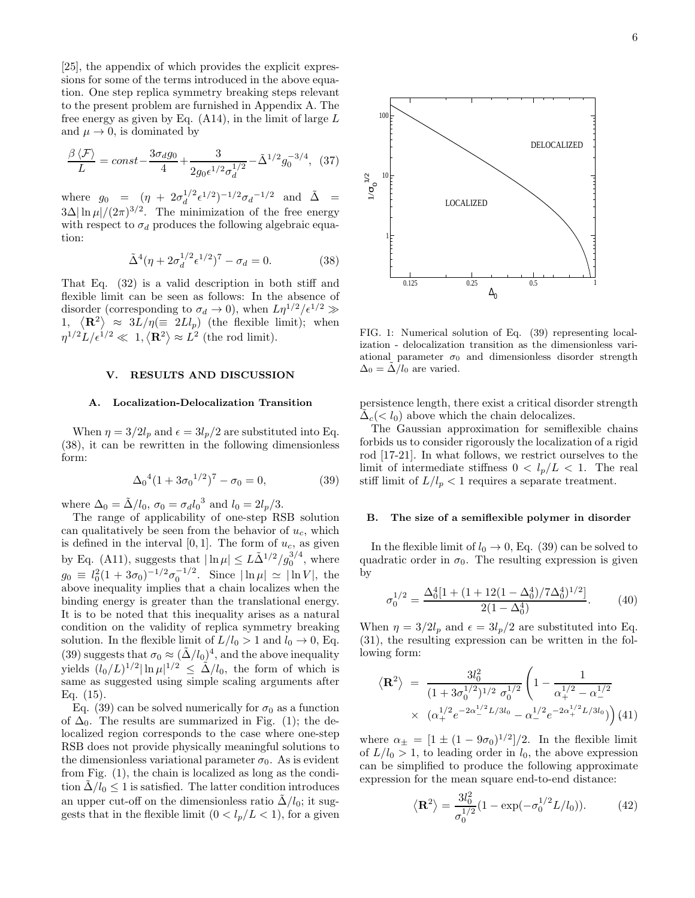[25], the appendix of which provides the explicit expressions for some of the terms introduced in the above equation. One step replica symmetry breaking steps relevant to the present problem are furnished in Appendix A. The free energy as given by Eq. (A14), in the limit of large $L$ and $\mu \to 0$, is dominated by

$$\frac{\beta \langle \mathcal{F} \rangle}{L} = const - \frac{3\sigma_d g_0}{4} + \frac{3}{2g_0 \epsilon^{1/2} \sigma_d^{1/2}} - \tilde{\Delta}^{1/2} g_0^{-3/4}, \quad (37)$$

where $g_0 = (\eta + 2\sigma_d^{1/2}\epsilon^{1/2})^{-1/2}\sigma_d{}^{-1/2}$ and $\tilde{\Delta} = 3\Delta|\ln\mu|/(2\pi)^{3/2}$. The minimization of the free energy with respect to $\sigma_d$ produces the following algebraic equation:

$$\tilde{\Delta}^4(\eta + 2\sigma_d^{1/2}\epsilon^{1/2})^7 - \sigma_d = 0. \quad (38)$$

That Eq. (32) is a valid description in both stiff and flexible limit can be seen as follows: In the absence of disorder (corresponding to $\sigma_d \to 0$), when $L\eta^{1/2}/\epsilon^{1/2} \gg 1$, $\langle \mathbf{R}^2 \rangle \approx 3L/\eta (\equiv 2Ll_p)$ (the flexible limit); when $\eta^{1/2}L/\epsilon^{1/2} \ll 1, \langle \mathbf{R}^2 \rangle \approx L^2$ (the rod limit).

## V. RESULTS AND DISCUSSION

### A. Localization-Delocalization Transition

When $\eta = 3/2l_p$ and $\epsilon = 3l_p/2$ are substituted into Eq. (38), it can be rewritten in the following dimensionless form:

$$\Delta_0{}^4(1 + 3\sigma_0{}^{1/2})^7 - \sigma_0 = 0, \quad (39)$$

where $\Delta_0 = \tilde{\Delta}/l_0$, $\sigma_0 = \sigma_d l_0{}^3$ and $l_0 = 2l_p/3$.

The range of applicability of one-step RSB solution can qualitatively be seen from the behavior of $u_c$, which is defined in the interval $[0, 1]$. The form of $u_c$, as given by Eq. (A11), suggests that $|\ln\mu| \leq L\tilde{\Delta}^{1/2}/g_0^{3/4}$, where $g_0 \equiv l_0^2(1 + 3\sigma_0)^{-1/2}\sigma_0^{-1/2}$. Since $|\ln\mu| \simeq |\ln V|$, the above inequality implies that a chain localizes when the binding energy is greater than the translational energy. It is to be noted that this inequality arises as a natural condition on the validity of replica symmetry breaking solution. In the flexible limit of $L/l_0 > 1$ and $l_0 \to 0$, Eq. (39) suggests that $\sigma_0 \approx (\tilde{\Delta}/l_0)^4$, and the above inequality yields $(l_0/L)^{1/2}|\ln\mu|^{1/2} \leq \tilde{\Delta}/l_0$, the form of which is same as suggested using simple scaling arguments after Eq. (15).

Eq. (39) can be solved numerically for $\sigma_0$ as a function of $\Delta_0$. The results are summarized in Fig. (1); the delocalized region corresponds to the case where one-step RSB does not provide physically meaningful solutions to the dimensionless variational parameter $\sigma_0$. As is evident from Fig. (1), the chain is localized as long as the condition $\tilde{\Delta}/l_0 \leq 1$ is satisfied. The latter condition introduces an upper cut-off on the dimensionless ratio $\tilde{\Delta}/l_0$; it suggests that in the flexible limit $(0 < l_p/L < 1)$, for a given persistence length, there exist a critical disorder strength $\tilde{\Delta}_c (< l_0)$ above which the chain delocalizes.

FIG. 1: Numerical solution of Eq. (39) representing localization - delocalization transition as the dimensionless variational parameter $\sigma_0$ and dimensionless disorder strength $\Delta_0 = \tilde{\Delta}/l_0$ are varied.

The Gaussian approximation for semiflexible chains forbids us to consider rigorously the localization of a rigid rod [17-21]. In what follows, we restrict ourselves to the limit of intermediate stiffness $0 < l_p/L < 1$. The real stiff limit of $L/l_p < 1$ requires a separate treatment.

### B. The size of a semiflexible polymer in disorder

In the flexible limit of $l_0 \to 0$, Eq. (39) can be solved to quadratic order in $\sigma_0$. The resulting expression is given by

$$\sigma_0^{1/2} = \frac{\Delta_0^4[1 + (1 + 12(1 - \Delta_0^4)/7\Delta_0^4)^{1/2}]}{2(1 - \Delta_0^4)}. \quad (40)$$

When $\eta = 3/2l_p$ and $\epsilon = 3l_p/2$ are substituted into Eq. (31), the resulting expression can be written in the following form:

$$\langle \mathbf{R}^2 \rangle = \frac{3l_0^2}{(1 + 3\sigma_0^{1/2})^{1/2}\ \sigma_0^{1/2}} \left(1 - \frac{1}{\alpha_+^{1/2} - \alpha_-^{1/2}} \times\ (\alpha_+^{1/2} e^{-2\alpha_-^{1/2}L/3l_0} - \alpha_-^{1/2} e^{-2\alpha_+^{1/2}L/3l_0})\right) \quad (41)$$

where $\alpha_\pm = [1 \pm (1 - 9\sigma_0)^{1/2}]/2$. In the flexible limit of $L/l_0 > 1$, to leading order in $l_0$, the above expression can be simplified to produce the following approximate expression for the mean square end-to-end distance:

$$\langle \mathbf{R}^2 \rangle = \frac{3l_0^2}{\sigma_0^{1/2}}(1 - \exp(-\sigma_0^{1/2}L/l_0)). \quad (42)$$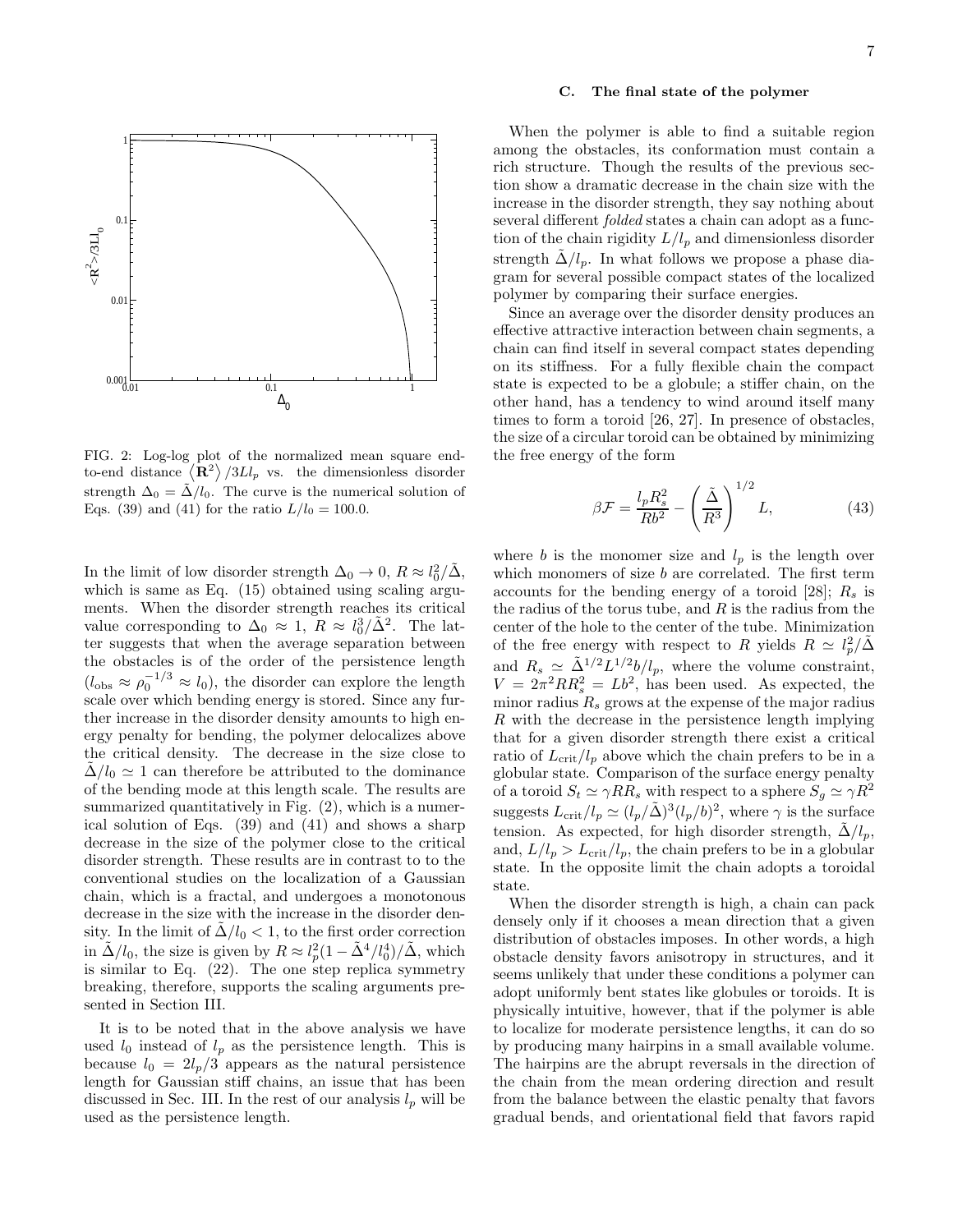FIG. 2: Log-log plot of the normalized mean square end-to-end distance $\langle \mathbf{R}^2 \rangle / 3Ll_p$ vs. the dimensionless disorder strength $\Delta_0 = \tilde{\Delta}/l_0$. The curve is the numerical solution of Eqs. (39) and (41) for the ratio $L/l_0 = 100.0$.

In the limit of low disorder strength $\Delta_0 \to 0$, $R \approx l_0^2/\tilde{\Delta}$, which is same as Eq. (15) obtained using scaling arguments. When the disorder strength reaches its critical value corresponding to $\Delta_0 \approx 1$, $R \approx l_0^3/\tilde{\Delta}^2$. The latter suggests that when the average separation between the obstacles is of the order of the persistence length ($l_{\rm obs} \approx \rho_0^{-1/3} \approx l_0$), the disorder can explore the length scale over which bending energy is stored. Since any further increase in the disorder density amounts to high energy penalty for bending, the polymer delocalizes above the critical density. The decrease in the size close to $\tilde{\Delta}/l_0 \simeq 1$ can therefore be attributed to the dominance of the bending mode at this length scale. The results are summarized quantitatively in Fig. (2), which is a numerical solution of Eqs. (39) and (41) and shows a sharp decrease in the size of the polymer close to the critical disorder strength. These results are in contrast to to the conventional studies on the localization of a Gaussian chain, which is a fractal, and undergoes a monotonous decrease in the size with the increase in the disorder density. In the limit of $\tilde{\Delta}/l_0 < 1$, to the first order correction in $\tilde{\Delta}/l_0$, the size is given by $R \approx l_p^2(1 - \tilde{\Delta}^4/l_0^4)/\tilde{\Delta}$, which is similar to Eq. (22). The one step replica symmetry breaking, therefore, supports the scaling arguments presented in Section III.

It is to be noted that in the above analysis we have used $l_0$ instead of $l_p$ as the persistence length. This is because $l_0 = 2l_p/3$ appears as the natural persistence length for Gaussian stiff chains, an issue that has been discussed in Sec. III. In the rest of our analysis $l_p$ will be used as the persistence length.

### C. The final state of the polymer

When the polymer is able to find a suitable region among the obstacles, its conformation must contain a rich structure. Though the results of the previous section show a dramatic decrease in the chain size with the increase in the disorder strength, they say nothing about several different *folded* states a chain can adopt as a function of the chain rigidity $L/l_p$ and dimensionless disorder strength $\tilde{\Delta}/l_p$. In what follows we propose a phase diagram for several possible compact states of the localized polymer by comparing their surface energies.

Since an average over the disorder density produces an effective attractive interaction between chain segments, a chain can find itself in several compact states depending on its stiffness. For a fully flexible chain the compact state is expected to be a globule; a stiffer chain, on the other hand, has a tendency to wind around itself many times to form a toroid [26, 27]. In presence of obstacles, the size of a circular toroid can be obtained by minimizing the free energy of the form

$$\beta\mathcal{F} = \frac{l_p R_s^2}{Rb^2} - \left(\frac{\tilde{\Delta}}{R^3}\right)^{1/2} L, \tag{43}$$

where $b$ is the monomer size and $l_p$ is the length over which monomers of size $b$ are correlated. The first term accounts for the bending energy of a toroid [28]; $R_s$ is the radius of the torus tube, and $R$ is the radius from the center of the hole to the center of the tube. Minimization of the free energy with respect to $R$ yields $R \simeq l_p^2/\tilde{\Delta}$ and $R_s \simeq \tilde{\Delta}^{1/2}L^{1/2}b/l_p$, where the volume constraint, $V = 2\pi^2 R R_s^2 = Lb^2$, has been used. As expected, the minor radius $R_s$ grows at the expense of the major radius $R$ with the decrease in the persistence length implying that for a given disorder strength there exist a critical ratio of $L_{\rm crit}/l_p$ above which the chain prefers to be in a globular state. Comparison of the surface energy penalty of a toroid $S_t \simeq \gamma R R_s$ with respect to a sphere $S_g \simeq \gamma R^2$ suggests $L_{\rm crit}/l_p \simeq (l_p/\tilde{\Delta})^3(l_p/b)^2$, where $\gamma$ is the surface tension. As expected, for high disorder strength, $\tilde{\Delta}/l_p$, and, $L/l_p > L_{\rm crit}/l_p$, the chain prefers to be in a globular state. In the opposite limit the chain adopts a toroidal state.

When the disorder strength is high, a chain can pack densely only if it chooses a mean direction that a given distribution of obstacles imposes. In other words, a high obstacle density favors anisotropy in structures, and it seems unlikely that under these conditions a polymer can adopt uniformly bent states like globules or toroids. It is physically intuitive, however, that if the polymer is able to localize for moderate persistence lengths, it can do so by producing many hairpins in a small available volume. The hairpins are the abrupt reversals in the direction of the chain from the mean ordering direction and result from the balance between the elastic penalty that favors gradual bends, and orientational field that favors rapid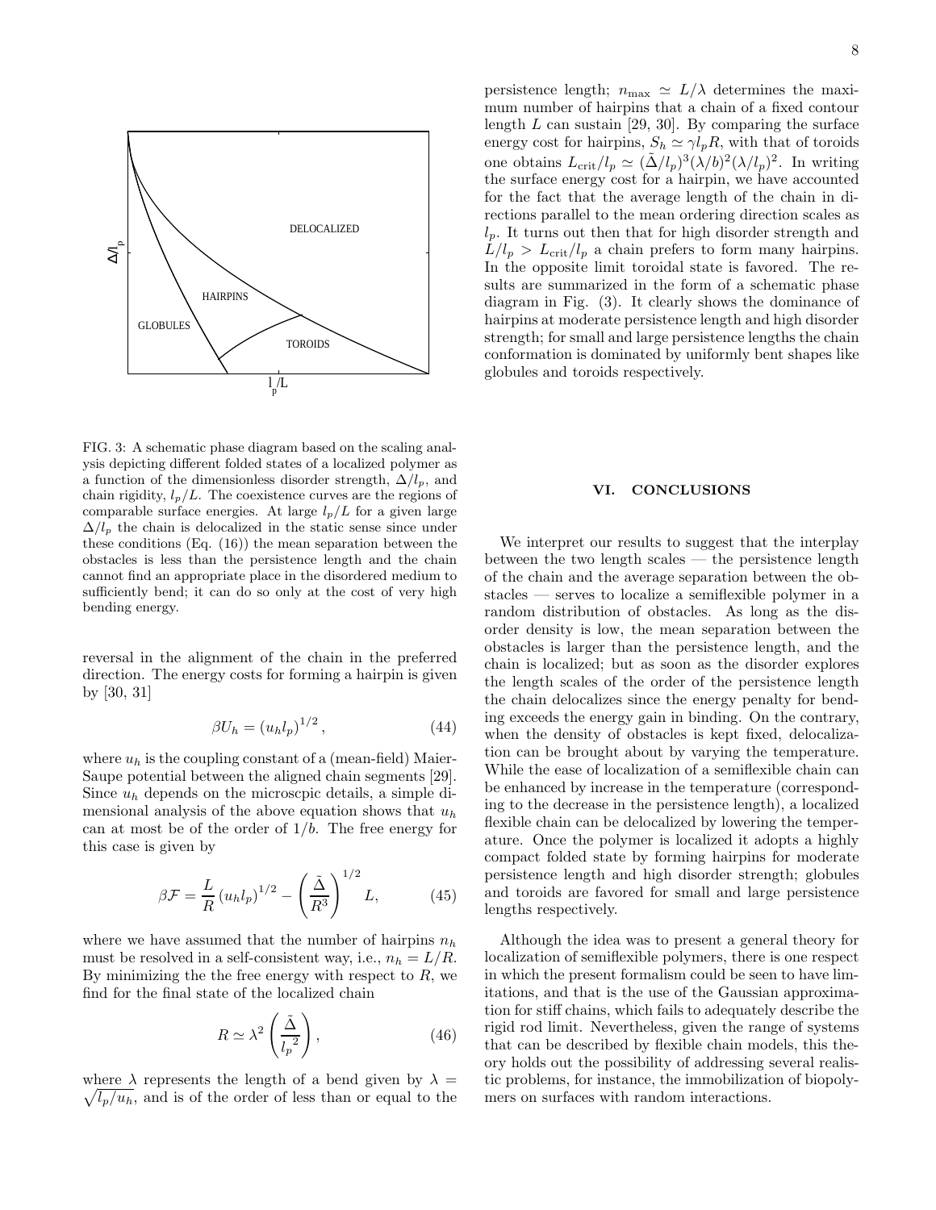FIG. 3: A schematic phase diagram based on the scaling analysis depicting different folded states of a localized polymer as a function of the dimensionless disorder strength, $\Delta/l_p$, and chain rigidity, $l_p/L$. The coexistence curves are the regions of comparable surface energies. At large $l_p/L$ for a given large $\Delta/l_p$ the chain is delocalized in the static sense since under these conditions (Eq. (16)) the mean separation between the obstacles is less than the persistence length and the chain cannot find an appropriate place in the disordered medium to sufficiently bend; it can do so only at the cost of very high bending energy.

reversal in the alignment of the chain in the preferred direction. The energy costs for forming a hairpin is given by [30, 31]

$$\beta U_h = (u_h l_p)^{1/2}, \tag{44}$$

where $u_h$ is the coupling constant of a (mean-field) Maier-Saupe potential between the aligned chain segments [29]. Since $u_h$ depends on the microscpic details, a simple dimensional analysis of the above equation shows that $u_h$ can at most be of the order of $1/b$. The free energy for this case is given by

$$\beta \mathcal{F} = \frac{L}{R}(u_h l_p)^{1/2} - \left(\frac{\tilde{\Delta}}{R^3}\right)^{1/2} L, \tag{45}$$

where we have assumed that the number of hairpins $n_h$ must be resolved in a self-consistent way, i.e., $n_h = L/R$. By minimizing the the free energy with respect to $R$, we find for the final state of the localized chain

$$R \simeq \lambda^2 \left(\frac{\tilde{\Delta}}{{l_p}^2}\right), \tag{46}$$

where $\lambda$ represents the length of a bend given by $\lambda = \sqrt{l_p/u_h}$, and is of the order of less than or equal to the persistence length; $n_{\max} \simeq L/\lambda$ determines the maximum number of hairpins that a chain of a fixed contour length $L$ can sustain [29, 30]. By comparing the surface energy cost for hairpins, $S_h \simeq \gamma l_p R$, with that of toroids one obtains $L_{\rm crit}/l_p \simeq (\tilde{\Delta}/l_p)^3(\lambda/b)^2(\lambda/l_p)^2$. In writing the surface energy cost for a hairpin, we have accounted for the fact that the average length of the chain in directions parallel to the mean ordering direction scales as $l_p$. It turns out then that for high disorder strength and $L/l_p > L_{\rm crit}/l_p$ a chain prefers to form many hairpins. In the opposite limit toroidal state is favored. The results are summarized in the form of a schematic phase diagram in Fig. (3). It clearly shows the dominance of hairpins at moderate persistence length and high disorder strength; for small and large persistence lengths the chain conformation is dominated by uniformly bent shapes like globules and toroids respectively.

## VI. CONCLUSIONS

We interpret our results to suggest that the interplay between the two length scales — the persistence length of the chain and the average separation between the obstacles — serves to localize a semiflexible polymer in a random distribution of obstacles. As long as the disorder density is low, the mean separation between the obstacles is larger than the persistence length, and the chain is localized; but as soon as the disorder explores the length scales of the order of the persistence length the chain delocalizes since the energy penalty for bending exceeds the energy gain in binding. On the contrary, when the density of obstacles is kept fixed, delocalization can be brought about by varying the temperature. While the ease of localization of a semiflexible chain can be enhanced by increase in the temperature (corresponding to the decrease in the persistence length), a localized flexible chain can be delocalized by lowering the temperature. Once the polymer is localized it adopts a highly compact folded state by forming hairpins for moderate persistence length and high disorder strength; globules and toroids are favored for small and large persistence lengths respectively.

Although the idea was to present a general theory for localization of semiflexible polymers, there is one respect in which the present formalism could be seen to have limitations, and that is the use of the Gaussian approximation for stiff chains, which fails to adequately describe the rigid rod limit. Nevertheless, given the range of systems that can be described by flexible chain models, this theory holds out the possibility of addressing several realistic problems, for instance, the immobilization of biopolymers on surfaces with random interactions.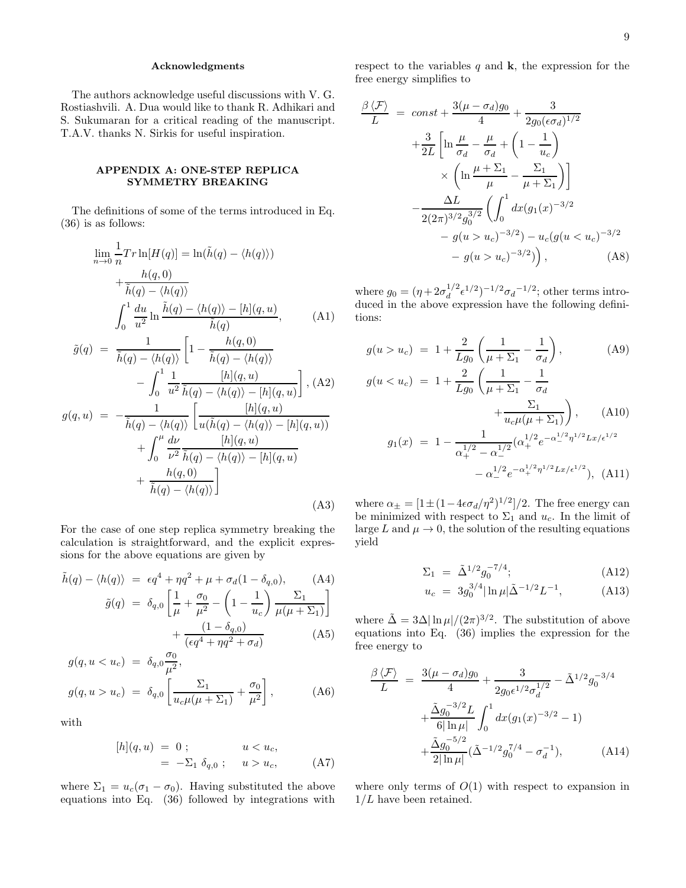### Acknowledgments

The authors acknowledge useful discussions with V. G. Rostiashvili. A. Dua would like to thank R. Adhikari and S. Sukumaran for a critical reading of the manuscript. T.A.V. thanks N. Sirkis for useful inspiration.

### APPENDIX A: ONE-STEP REPLICA SYMMETRY BREAKING

The definitions of some of the terms introduced in Eq. (36) is as follows:

$$
\begin{aligned}
\lim_{n\to 0}\frac{1}{n}Tr\ln[H(q)] &= \ln(\tilde{h}(q)-\langle h(q)\rangle) \\
&+\frac{h(q,0)}{\tilde{h}(q)-\langle h(q)\rangle} \\
&\int_0^1 \frac{du}{u^2}\ln\frac{\tilde{h}(q)-\langle h(q)\rangle-[h](q,u)}{\tilde{h}(q)}, \qquad \text{(A1)}\\
\tilde{g}(q) &= \frac{1}{\tilde{h}(q)-\langle h(q)\rangle}\left[1-\frac{h(q,0)}{\tilde{h}(q)-\langle h(q)\rangle}\right.\\
&\left.-\int_0^1 \frac{1}{u^2}\frac{[h](q,u)}{\tilde{h}(q)-\langle h(q)\rangle-[h](q,u)}\right], \qquad \text{(A2)}\\
g(q,u) &= -\frac{1}{\tilde{h}(q)-\langle h(q)\rangle}\left[\frac{[h](q,u)}{u(\tilde{h}(q)-\langle h(q)\rangle-[h](q,u))}\right.\\
&+\int_0^{\mu}\frac{d\nu}{\nu^2}\frac{[h](q,u)}{\tilde{h}(q)-\langle h(q)\rangle-[h](q,u)}\\
&\left.+\frac{h(q,0)}{\tilde{h}(q)-\langle h(q)\rangle}\right] \qquad \text{(A3)}
\end{aligned}
$$

For the case of one step replica symmetry breaking the calculation is straightforward, and the explicit expressions for the above equations are given by

$$
\begin{aligned}
\tilde{h}(q)-\langle h(q)\rangle &= \epsilon q^4+\eta q^2+\mu+\sigma_d(1-\delta_{q,0}), \qquad \text{(A4)}\\
\tilde{g}(q) &= \delta_{q,0}\left[\frac{1}{\mu}+\frac{\sigma_0}{\mu^2}-\left(1-\frac{1}{u_c}\right)\frac{\Sigma_1}{\mu(\mu+\Sigma_1)}\right]\\
&+\frac{(1-\delta_{q,0})}{(\epsilon q^4+\eta q^2+\sigma_d)} \qquad \text{(A5)}\\
g(q,u<u_c) &= \delta_{q,0}\frac{\sigma_0}{\mu^2},\\
g(q,u>u_c) &= \delta_{q,0}\left[\frac{\Sigma_1}{u_c\mu(\mu+\Sigma_1)}+\frac{\sigma_0}{\mu^2}\right], \qquad \text{(A6)}
\end{aligned}
$$

with

$$
\begin{aligned}
[h](q,u) &= 0\ ; \qquad u<u_c,\\
&= -\Sigma_1\ \delta_{q,0}\ ; \qquad u>u_c, \qquad \text{(A7)}
\end{aligned}
$$

where $\Sigma_1 = u_c(\sigma_1-\sigma_0)$. Having substituted the above equations into Eq. (36) followed by integrations with respect to the variables $q$ and $\mathbf{k}$, the expression for the free energy simplifies to

$$
\begin{aligned}
\frac{\beta\langle\mathcal{F}\rangle}{L} &= const+\frac{3(\mu-\sigma_d)g_0}{4}+\frac{3}{2g_0(\epsilon\sigma_d)^{1/2}}\\
&+\frac{3}{2L}\left[\ln\frac{\mu}{\sigma_d}-\frac{\mu}{\sigma_d}+\left(1-\frac{1}{u_c}\right)\right.\\
&\left.\times\left(\ln\frac{\mu+\Sigma_1}{\mu}-\frac{\Sigma_1}{\mu+\Sigma_1}\right)\right]\\
&-\frac{\Delta L}{2(2\pi)^{3/2}g_0^{3/2}}\left(\int_0^1 dx(g_1(x)^{-3/2}\right.\\
&-g(u>u_c)^{-3/2})-u_c(g(u<u_c)^{-3/2}\\
&\left.-g(u>u_c)^{-3/2})\right), \qquad \text{(A8)}
\end{aligned}
$$

where $g_0=(\eta+2\sigma_d^{1/2}\epsilon^{1/2})^{-1/2}\sigma_d{}^{-1/2}$; other terms introduced in the above expression have the following definitions:

$$
\begin{aligned}
g(u>u_c) &= 1+\frac{2}{Lg_0}\left(\frac{1}{\mu+\Sigma_1}-\frac{1}{\sigma_d}\right), \qquad \text{(A9)}\\
g(u<u_c) &= 1+\frac{2}{Lg_0}\left(\frac{1}{\mu+\Sigma_1}-\frac{1}{\sigma_d}\right.\\
&\left.+\frac{\Sigma_1}{u_c\mu(\mu+\Sigma_1)}\right), \qquad \text{(A10)}\\
g_1(x) &= 1-\frac{1}{\alpha_+^{1/2}-\alpha_-^{1/2}}(\alpha_+^{1/2}e^{-\alpha_-^{1/2}\eta^{1/2}Lx/\epsilon^{1/2}}\\
&-\alpha_-^{1/2}e^{-\alpha_+^{1/2}\eta^{1/2}Lx/\epsilon^{1/2}}), \qquad \text{(A11)}
\end{aligned}
$$

where $\alpha_\pm=[1\pm(1-4\epsilon\sigma_d/\eta^2)^{1/2}]/2$. The free energy can be minimized with respect to $\Sigma_1$ and $u_c$. In the limit of large $L$ and $\mu\to 0$, the solution of the resulting equations yield

$$
\begin{aligned}
\Sigma_1 &= \tilde{\Delta}^{1/2}g_0^{-7/4}; \qquad \text{(A12)}\\
u_c &= 3g_0^{3/4}|\ln\mu|\tilde{\Delta}^{-1/2}L^{-1}, \qquad \text{(A13)}
\end{aligned}
$$

where $\tilde{\Delta}=3\Delta|\ln\mu|/(2\pi)^{3/2}$. The substitution of above equations into Eq. (36) implies the expression for the free energy to

$$
\begin{aligned}
\frac{\beta\langle\mathcal{F}\rangle}{L} &= \frac{3(\mu-\sigma_d)g_0}{4}+\frac{3}{2g_0\epsilon^{1/2}\sigma_d^{1/2}}-\tilde{\Delta}^{1/2}g_0^{-3/4}\\
&+\frac{\tilde{\Delta}g_0^{-3/2}L}{6|\ln\mu|}\int_0^1 dx(g_1(x)^{-3/2}-1)\\
&+\frac{\tilde{\Delta}g_0^{-5/2}}{2|\ln\mu|}(\tilde{\Delta}^{-1/2}g_0^{7/4}-\sigma_d^{-1}), \qquad \text{(A14)}
\end{aligned}
$$

where only terms of $O(1)$ with respect to expansion in $1/L$ have been retained.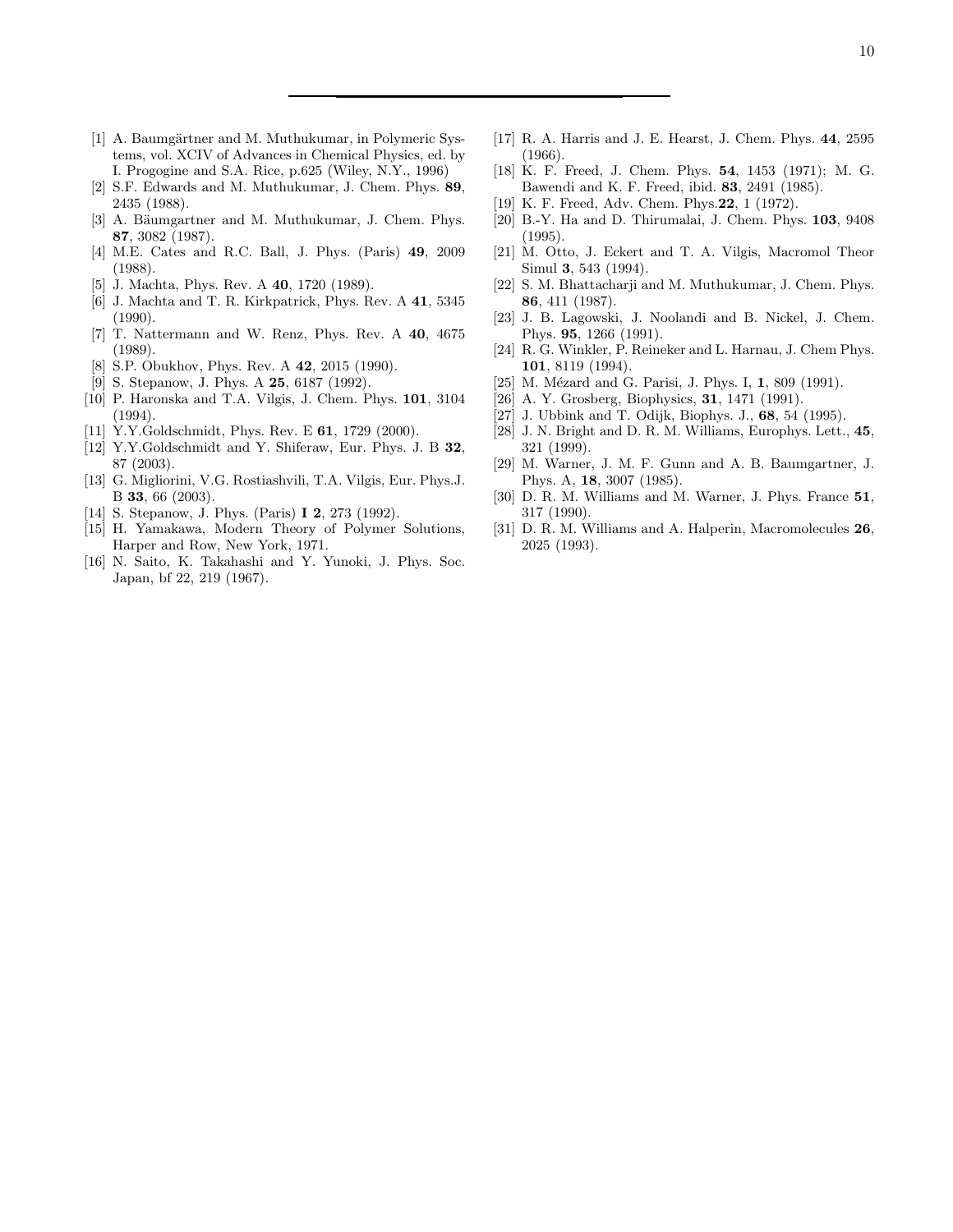[1] A. Baumgärtner and M. Muthukumar, in Polymeric Systems, vol. XCIV of Advances in Chemical Physics, ed. by I. Progogine and S.A. Rice, p.625 (Wiley, N.Y., 1996)

[2] S.F. Edwards and M. Muthukumar, J. Chem. Phys. **89**, 2435 (1988).

[3] A. Bäumgartner and M. Muthukumar, J. Chem. Phys. **87**, 3082 (1987).

[4] M.E. Cates and R.C. Ball, J. Phys. (Paris) **49**, 2009 (1988).

[5] J. Machta, Phys. Rev. A **40**, 1720 (1989).

[6] J. Machta and T. R. Kirkpatrick, Phys. Rev. A **41**, 5345 (1990).

[7] T. Nattermann and W. Renz, Phys. Rev. A **40**, 4675 (1989).

[8] S.P. Obukhov, Phys. Rev. A **42**, 2015 (1990).

[9] S. Stepanow, J. Phys. A **25**, 6187 (1992).

[10] P. Haronska and T.A. Vilgis, J. Chem. Phys. **101**, 3104 (1994).

[11] Y.Y.Goldschmidt, Phys. Rev. E **61**, 1729 (2000).

[12] Y.Y.Goldschmidt and Y. Shiferaw, Eur. Phys. J. B **32**, 87 (2003).

[13] G. Migliorini, V.G. Rostiashvili, T.A. Vilgis, Eur. Phys.J. B **33**, 66 (2003).

[14] S. Stepanow, J. Phys. (Paris) **I 2**, 273 (1992).

[15] H. Yamakawa, Modern Theory of Polymer Solutions, Harper and Row, New York, 1971.

[16] N. Saito, K. Takahashi and Y. Yunoki, J. Phys. Soc. Japan, bf 22, 219 (1967).

[17] R. A. Harris and J. E. Hearst, J. Chem. Phys. **44**, 2595 (1966).

[18] K. F. Freed, J. Chem. Phys. **54**, 1453 (1971); M. G. Bawendi and K. F. Freed, ibid. **83**, 2491 (1985).

[19] K. F. Freed, Adv. Chem. Phys.**22**, 1 (1972).

[20] B.-Y. Ha and D. Thirumalai, J. Chem. Phys. **103**, 9408 (1995).

[21] M. Otto, J. Eckert and T. A. Vilgis, Macromol Theor Simul **3**, 543 (1994).

[22] S. M. Bhattacharji and M. Muthukumar, J. Chem. Phys. **86**, 411 (1987).

[23] J. B. Lagowski, J. Noolandi and B. Nickel, J. Chem. Phys. **95**, 1266 (1991).

[24] R. G. Winkler, P. Reineker and L. Harnau, J. Chem Phys. **101**, 8119 (1994).

[25] M. Mézard and G. Parisi, J. Phys. I, **1**, 809 (1991).

[26] A. Y. Grosberg, Biophysics, **31**, 1471 (1991).

[27] J. Ubbink and T. Odijk, Biophys. J., **68**, 54 (1995).

[28] J. N. Bright and D. R. M. Williams, Europhys. Lett., **45**, 321 (1999).

[29] M. Warner, J. M. F. Gunn and A. B. Baumgartner, J. Phys. A, **18**, 3007 (1985).

[30] D. R. M. Williams and M. Warner, J. Phys. France **51**, 317 (1990).

[31] D. R. M. Williams and A. Halperin, Macromolecules **26**, 2025 (1993).